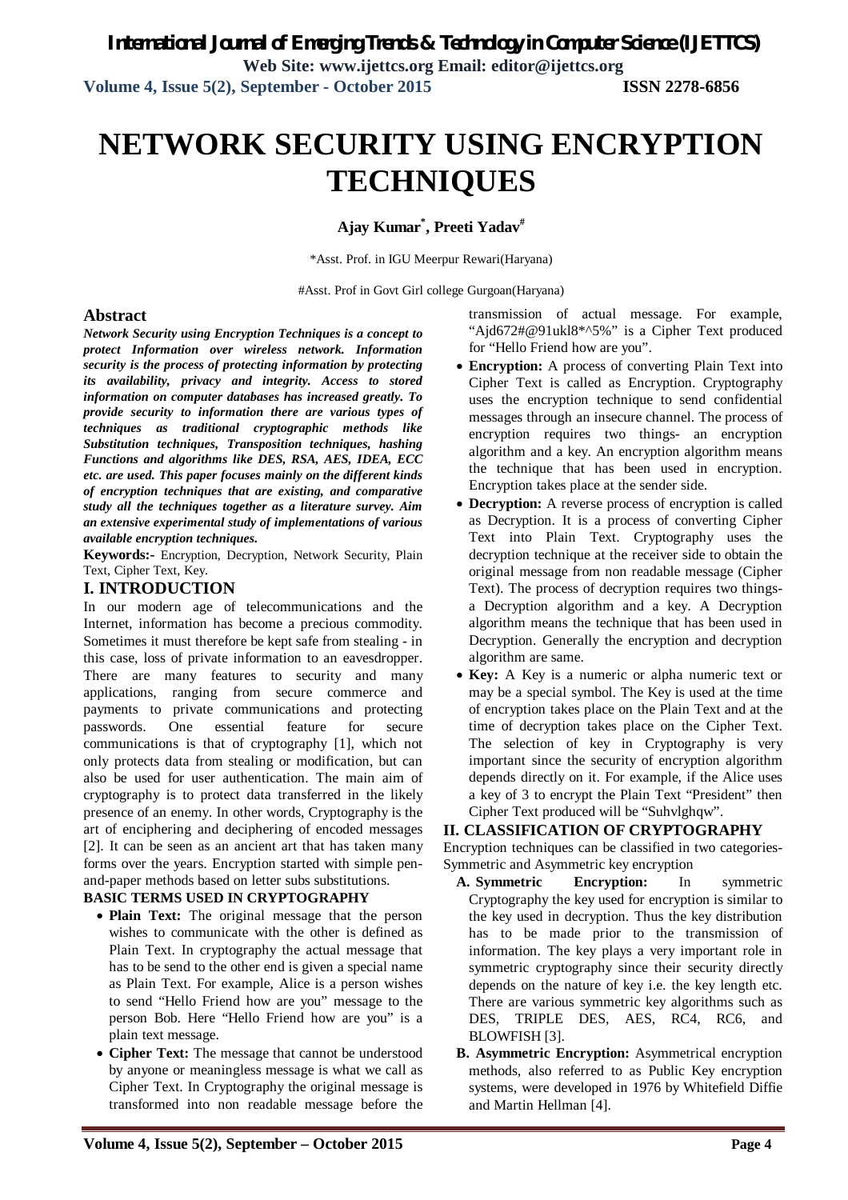# NETWORK SECURITY USING ENCRYPTION TECHNIQUES

**Ajay Kumar[*], Preeti Yadav[#]**

*Asst. Prof. in IGU Meerpur Rewari(Haryana)

#Asst. Prof in Govt Girl college Gurgoan(Haryana)

## Abstract

***Network Security using Encryption Techniques is a concept to protect Information over wireless network. Information security is the process of protecting information by protecting its availability, privacy and integrity. Access to stored information on computer databases has increased greatly. To provide security to information there are various types of techniques as traditional cryptographic methods like Substitution techniques, Transposition techniques, hashing Functions and algorithms like DES, RSA, AES, IDEA, ECC etc. are used. This paper focuses mainly on the different kinds of encryption techniques that are existing, and comparative study all the techniques together as a literature survey. Aim an extensive experimental study of implementations of various available encryption techniques.***

**Keywords:-** Encryption, Decryption, Network Security, Plain Text, Cipher Text, Key.

## I. INTRODUCTION

In our modern age of telecommunications and the Internet, information has become a precious commodity. Sometimes it must therefore be kept safe from stealing - in this case, loss of private information to an eavesdropper. There are many features to security and many applications, ranging from secure commerce and payments to private communications and protecting passwords. One essential feature for secure communications is that of cryptography [1], which not only protects data from stealing or modification, but can also be used for user authentication. The main aim of cryptography is to protect data transferred in the likely presence of an enemy. In other words, Cryptography is the art of enciphering and deciphering of encoded messages [2]. It can be seen as an ancient art that has taken many forms over the years. Encryption started with simple pen-and-paper methods based on letter subs substitutions.

### BASIC TERMS USED IN CRYPTOGRAPHY

- **Plain Text:** The original message that the person wishes to communicate with the other is defined as Plain Text. In cryptography the actual message that has to be send to the other end is given a special name as Plain Text. For example, Alice is a person wishes to send "Hello Friend how are you" message to the person Bob. Here "Hello Friend how are you" is a plain text message.
- **Cipher Text:** The message that cannot be understood by anyone or meaningless message is what we call as Cipher Text. In Cryptography the original message is transformed into non readable message before the transmission of actual message. For example, "Ajd672#@91ukl8*^5%" is a Cipher Text produced for "Hello Friend how are you".
- **Encryption:** A process of converting Plain Text into Cipher Text is called as Encryption. Cryptography uses the encryption technique to send confidential messages through an insecure channel. The process of encryption requires two things- an encryption algorithm and a key. An encryption algorithm means the technique that has been used in encryption. Encryption takes place at the sender side.
- **Decryption:** A reverse process of encryption is called as Decryption. It is a process of converting Cipher Text into Plain Text. Cryptography uses the decryption technique at the receiver side to obtain the original message from non readable message (Cipher Text). The process of decryption requires two things- a Decryption algorithm and a key. A Decryption algorithm means the technique that has been used in Decryption. Generally the encryption and decryption algorithm are same.
- **Key:** A Key is a numeric or alpha numeric text or may be a special symbol. The Key is used at the time of encryption takes place on the Plain Text and at the time of decryption takes place on the Cipher Text. The selection of key in Cryptography is very important since the security of encryption algorithm depends directly on it. For example, if the Alice uses a key of 3 to encrypt the Plain Text "President" then Cipher Text produced will be "Suhvlghqw".

## II. CLASSIFICATION OF CRYPTOGRAPHY

Encryption techniques can be classified in two categories- Symmetric and Asymmetric key encryption

**A. Symmetric Encryption:** In symmetric Cryptography the key used for encryption is similar to the key used in decryption. Thus the key distribution has to be made prior to the transmission of information. The key plays a very important role in symmetric cryptography since their security directly depends on the nature of key i.e. the key length etc. There are various symmetric key algorithms such as DES, TRIPLE DES, AES, RC4, RC6, and BLOWFISH [3].

**B. Asymmetric Encryption:** Asymmetrical encryption methods, also referred to as Public Key encryption systems, were developed in 1976 by Whitefield Diffie and Martin Hellman [4].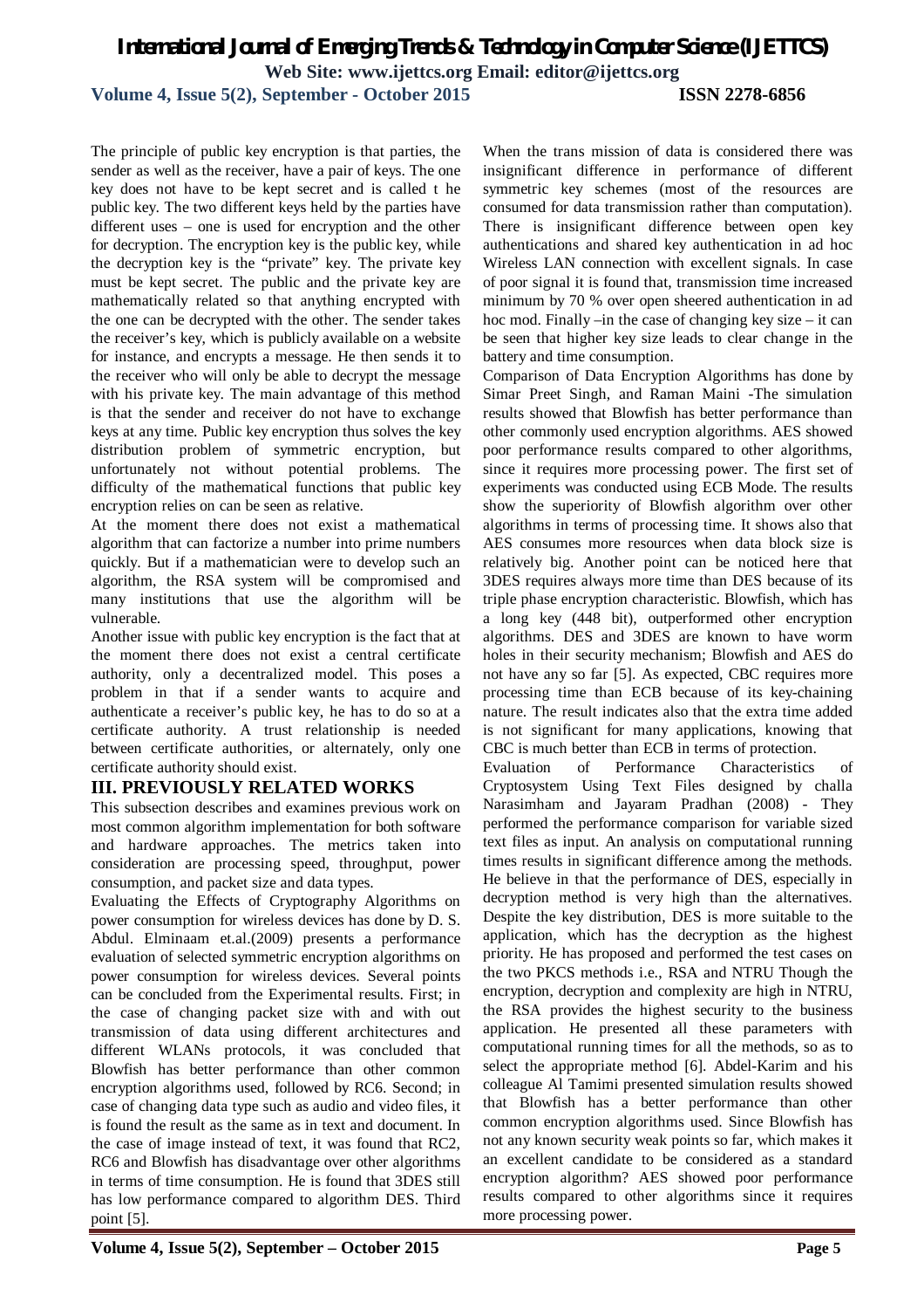The principle of public key encryption is that parties, the sender as well as the receiver, have a pair of keys. The one key does not have to be kept secret and is called t he public key. The two different keys held by the parties have different uses – one is used for encryption and the other for decryption. The encryption key is the public key, while the decryption key is the "private" key. The private key must be kept secret. The public and the private key are mathematically related so that anything encrypted with the one can be decrypted with the other. The sender takes the receiver's key, which is publicly available on a website for instance, and encrypts a message. He then sends it to the receiver who will only be able to decrypt the message with his private key. The main advantage of this method is that the sender and receiver do not have to exchange keys at any time. Public key encryption thus solves the key distribution problem of symmetric encryption, but unfortunately not without potential problems. The difficulty of the mathematical functions that public key encryption relies on can be seen as relative.

At the moment there does not exist a mathematical algorithm that can factorize a number into prime numbers quickly. But if a mathematician were to develop such an algorithm, the RSA system will be compromised and many institutions that use the algorithm will be vulnerable.

Another issue with public key encryption is the fact that at the moment there does not exist a central certificate authority, only a decentralized model. This poses a problem in that if a sender wants to acquire and authenticate a receiver's public key, he has to do so at a certificate authority. A trust relationship is needed between certificate authorities, or alternately, only one certificate authority should exist.

## III. PREVIOUSLY RELATED WORKS

This subsection describes and examines previous work on most common algorithm implementation for both software and hardware approaches. The metrics taken into consideration are processing speed, throughput, power consumption, and packet size and data types.

Evaluating the Effects of Cryptography Algorithms on power consumption for wireless devices has done by D. S. Abdul. Elminaam et.al.(2009) presents a performance evaluation of selected symmetric encryption algorithms on power consumption for wireless devices. Several points can be concluded from the Experimental results. First; in the case of changing packet size with and with out transmission of data using different architectures and different WLANs protocols, it was concluded that Blowfish has better performance than other common encryption algorithms used, followed by RC6. Second; in case of changing data type such as audio and video files, it is found the result as the same as in text and document. In the case of image instead of text, it was found that RC2, RC6 and Blowfish has disadvantage over other algorithms in terms of time consumption. He is found that 3DES still has low performance compared to algorithm DES. Third point [5].

When the trans mission of data is considered there was insignificant difference in performance of different symmetric key schemes (most of the resources are consumed for data transmission rather than computation). There is insignificant difference between open key authentications and shared key authentication in ad hoc Wireless LAN connection with excellent signals. In case of poor signal it is found that, transmission time increased minimum by 70 % over open sheered authentication in ad hoc mod. Finally –in the case of changing key size – it can be seen that higher key size leads to clear change in the battery and time consumption.

Comparison of Data Encryption Algorithms has done by Simar Preet Singh, and Raman Maini -The simulation results showed that Blowfish has better performance than other commonly used encryption algorithms. AES showed poor performance results compared to other algorithms, since it requires more processing power. The first set of experiments was conducted using ECB Mode. The results show the superiority of Blowfish algorithm over other algorithms in terms of processing time. It shows also that AES consumes more resources when data block size is relatively big. Another point can be noticed here that 3DES requires always more time than DES because of its triple phase encryption characteristic. Blowfish, which has a long key (448 bit), outperformed other encryption algorithms. DES and 3DES are known to have worm holes in their security mechanism; Blowfish and AES do not have any so far [5]. As expected, CBC requires more processing time than ECB because of its key-chaining nature. The result indicates also that the extra time added is not significant for many applications, knowing that CBC is much better than ECB in terms of protection.

Evaluation of Performance Characteristics of Cryptosystem Using Text Files designed by challa Narasimham and Jayaram Pradhan (2008) - They performed the performance comparison for variable sized text files as input. An analysis on computational running times results in significant difference among the methods. He believe in that the performance of DES, especially in decryption method is very high than the alternatives. Despite the key distribution, DES is more suitable to the application, which has the decryption as the highest priority. He has proposed and performed the test cases on the two PKCS methods i.e., RSA and NTRU Though the encryption, decryption and complexity are high in NTRU, the RSA provides the highest security to the business application. He presented all these parameters with computational running times for all the methods, so as to select the appropriate method [6]. Abdel-Karim and his colleague Al Tamimi presented simulation results showed that Blowfish has a better performance than other common encryption algorithms used. Since Blowfish has not any known security weak points so far, which makes it an excellent candidate to be considered as a standard encryption algorithm? AES showed poor performance results compared to other algorithms since it requires more processing power.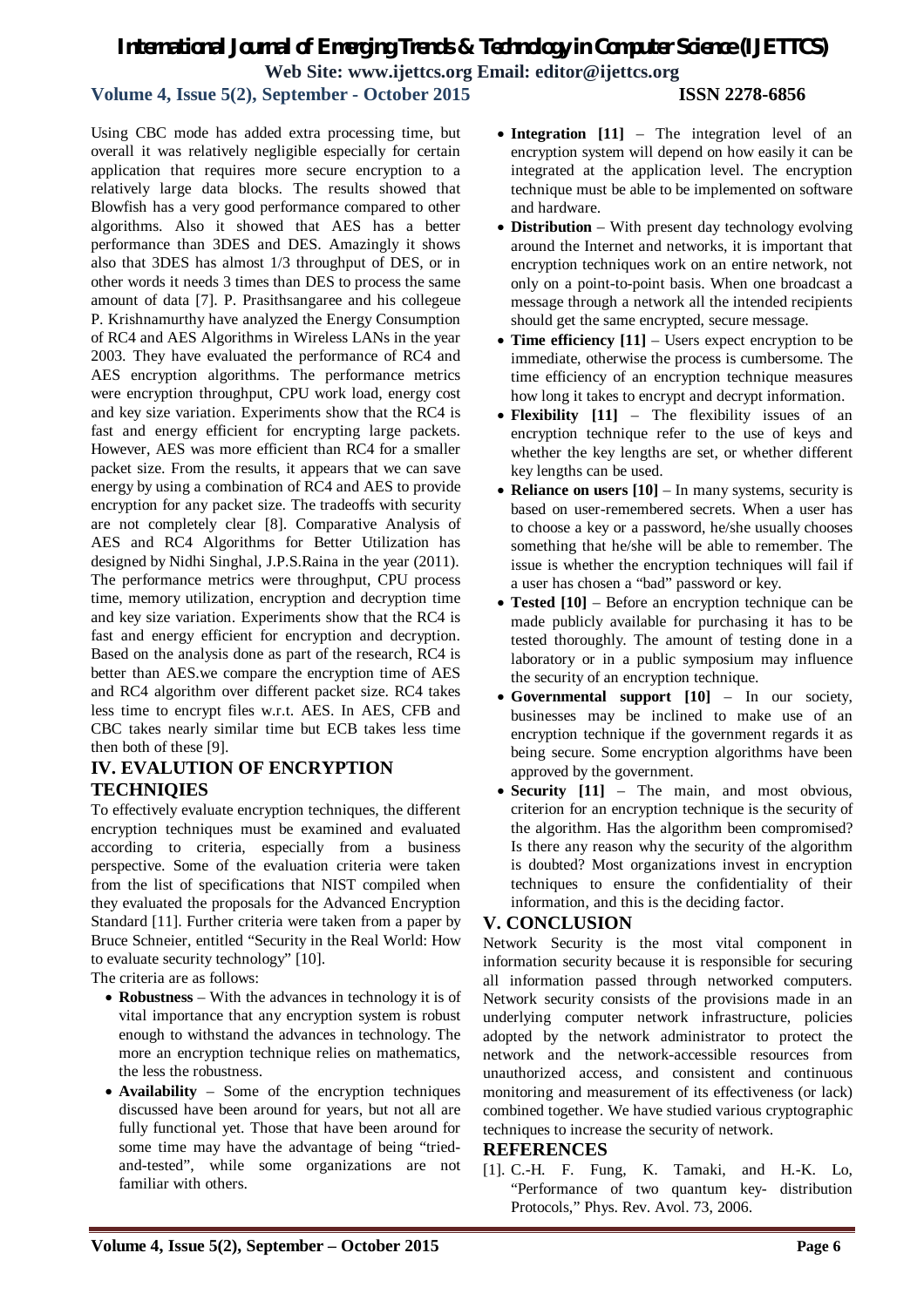Using CBC mode has added extra processing time, but overall it was relatively negligible especially for certain application that requires more secure encryption to a relatively large data blocks. The results showed that Blowfish has a very good performance compared to other algorithms. Also it showed that AES has a better performance than 3DES and DES. Amazingly it shows also that 3DES has almost 1/3 throughput of DES, or in other words it needs 3 times than DES to process the same amount of data [7]. P. Prasithsangaree and his collegeue P. Krishnamurthy have analyzed the Energy Consumption of RC4 and AES Algorithms in Wireless LANs in the year 2003. They have evaluated the performance of RC4 and AES encryption algorithms. The performance metrics were encryption throughput, CPU work load, energy cost and key size variation. Experiments show that the RC4 is fast and energy efficient for encrypting large packets. However, AES was more efficient than RC4 for a smaller packet size. From the results, it appears that we can save energy by using a combination of RC4 and AES to provide encryption for any packet size. The tradeoffs with security are not completely clear [8]. Comparative Analysis of AES and RC4 Algorithms for Better Utilization has designed by Nidhi Singhal, J.P.S.Raina in the year (2011). The performance metrics were throughput, CPU process time, memory utilization, encryption and decryption time and key size variation. Experiments show that the RC4 is fast and energy efficient for encryption and decryption. Based on the analysis done as part of the research, RC4 is better than AES.we compare the encryption time of AES and RC4 algorithm over different packet size. RC4 takes less time to encrypt files w.r.t. AES. In AES, CFB and CBC takes nearly similar time but ECB takes less time then both of these [9].

## IV. EVALUTION OF ENCRYPTION TECHNIQIES

To effectively evaluate encryption techniques, the different encryption techniques must be examined and evaluated according to criteria, especially from a business perspective. Some of the evaluation criteria were taken from the list of specifications that NIST compiled when they evaluated the proposals for the Advanced Encryption Standard [11]. Further criteria were taken from a paper by Bruce Schneier, entitled "Security in the Real World: How to evaluate security technology" [10].

The criteria are as follows:

- **Robustness** – With the advances in technology it is of vital importance that any encryption system is robust enough to withstand the advances in technology. The more an encryption technique relies on mathematics, the less the robustness.
- **Availability** – Some of the encryption techniques discussed have been around for years, but not all are fully functional yet. Those that have been around for some time may have the advantage of being "tried-and-tested", while some organizations are not familiar with others.
- **Integration [11]** – The integration level of an encryption system will depend on how easily it can be integrated at the application level. The encryption technique must be able to be implemented on software and hardware.
- **Distribution** – With present day technology evolving around the Internet and networks, it is important that encryption techniques work on an entire network, not only on a point-to-point basis. When one broadcast a message through a network all the intended recipients should get the same encrypted, secure message.
- **Time efficiency [11]** – Users expect encryption to be immediate, otherwise the process is cumbersome. The time efficiency of an encryption technique measures how long it takes to encrypt and decrypt information.
- **Flexibility [11]** – The flexibility issues of an encryption technique refer to the use of keys and whether the key lengths are set, or whether different key lengths can be used.
- **Reliance on users [10]** – In many systems, security is based on user-remembered secrets. When a user has to choose a key or a password, he/she usually chooses something that he/she will be able to remember. The issue is whether the encryption techniques will fail if a user has chosen a "bad" password or key.
- **Tested [10]** – Before an encryption technique can be made publicly available for purchasing it has to be tested thoroughly. The amount of testing done in a laboratory or in a public symposium may influence the security of an encryption technique.
- **Governmental support [10]** – In our society, businesses may be inclined to make use of an encryption technique if the government regards it as being secure. Some encryption algorithms have been approved by the government.
- **Security [11]** – The main, and most obvious, criterion for an encryption technique is the security of the algorithm. Has the algorithm been compromised? Is there any reason why the security of the algorithm is doubted? Most organizations invest in encryption techniques to ensure the confidentiality of their information, and this is the deciding factor.

## V. CONCLUSION

Network Security is the most vital component in information security because it is responsible for securing all information passed through networked computers. Network security consists of the provisions made in an underlying computer network infrastructure, policies adopted by the network administrator to protect the network and the network-accessible resources from unauthorized access, and consistent and continuous monitoring and measurement of its effectiveness (or lack) combined together. We have studied various cryptographic techniques to increase the security of network.

## REFERENCES

[1]. C.-H. F. Fung, K. Tamaki, and H.-K. Lo, "Performance of two quantum key- distribution Protocols," Phys. Rev. Avol. 73, 2006.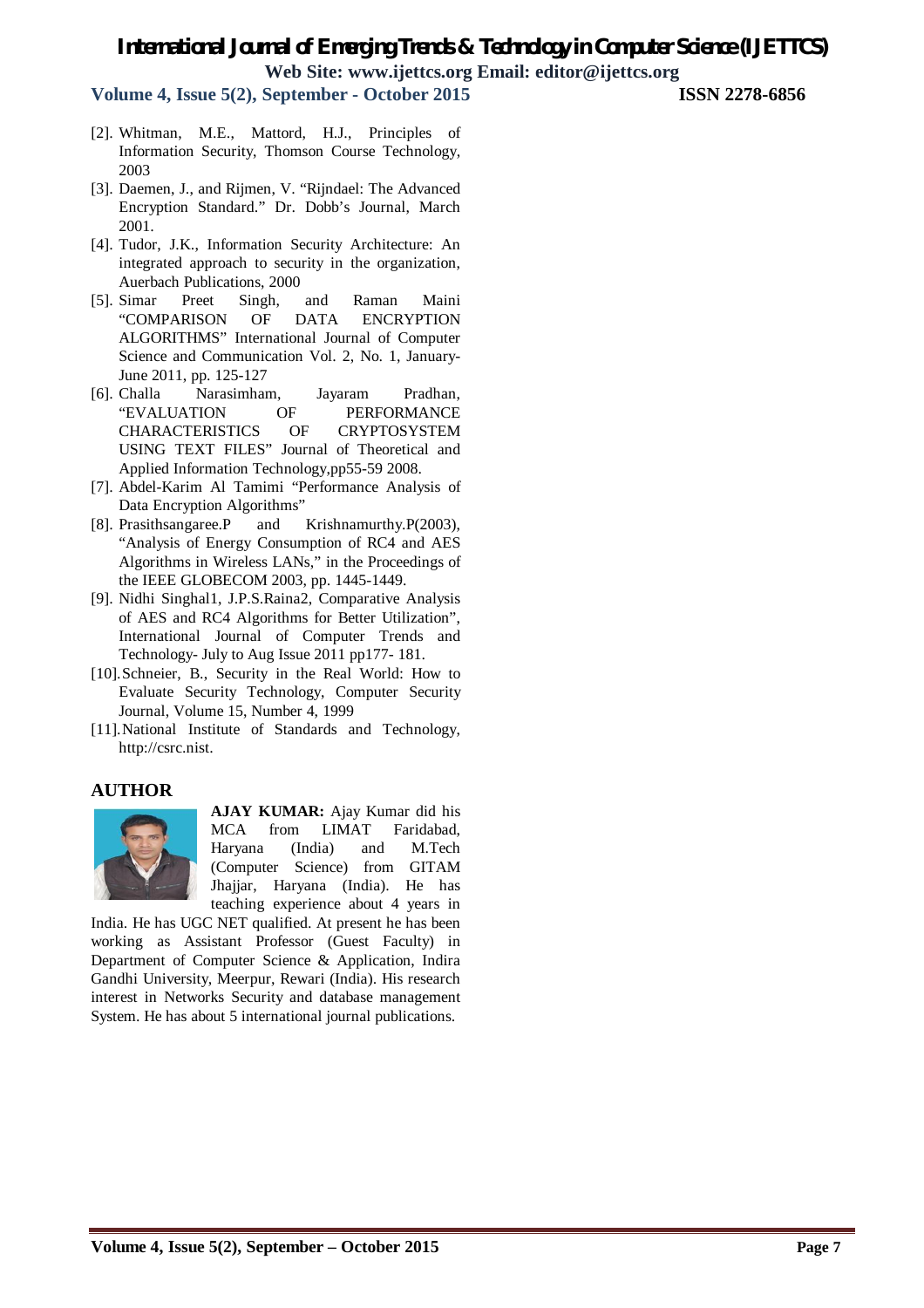[2]. Whitman, M.E., Mattord, H.J., Principles of Information Security, Thomson Course Technology, 2003

[3]. Daemen, J., and Rijmen, V. "Rijndael: The Advanced Encryption Standard." Dr. Dobb's Journal, March 2001.

[4]. Tudor, J.K., Information Security Architecture: An integrated approach to security in the organization, Auerbach Publications, 2000

[5]. Simar Preet Singh, and Raman Maini "COMPARISON OF DATA ENCRYPTION ALGORITHMS" International Journal of Computer Science and Communication Vol. 2, No. 1, January-June 2011, pp. 125-127

[6]. Challa Narasimham, Jayaram Pradhan, "EVALUATION OF PERFORMANCE CHARACTERISTICS OF CRYPTOSYSTEM USING TEXT FILES" Journal of Theoretical and Applied Information Technology,pp55-59 2008.

[7]. Abdel-Karim Al Tamimi "Performance Analysis of Data Encryption Algorithms"

[8]. Prasithsangaree.P and Krishnamurthy.P(2003), "Analysis of Energy Consumption of RC4 and AES Algorithms in Wireless LANs," in the Proceedings of the IEEE GLOBECOM 2003, pp. 1445-1449.

[9]. Nidhi Singhal1, J.P.S.Raina2, Comparative Analysis of AES and RC4 Algorithms for Better Utilization", International Journal of Computer Trends and Technology- July to Aug Issue 2011 pp177- 181.

[10]. Schneier, B., Security in the Real World: How to Evaluate Security Technology, Computer Security Journal, Volume 15, Number 4, 1999

[11]. National Institute of Standards and Technology, http://csrc.nist.

## AUTHOR

**AJAY KUMAR:** Ajay Kumar did his MCA from LIMAT Faridabad, Haryana (India) and M.Tech (Computer Science) from GITAM Jhajjar, Haryana (India). He has teaching experience about 4 years in India. He has UGC NET qualified. At present he has been working as Assistant Professor (Guest Faculty) in Department of Computer Science & Application, Indira Gandhi University, Meerpur, Rewari (India). His research interest in Networks Security and database management System. He has about 5 international journal publications.